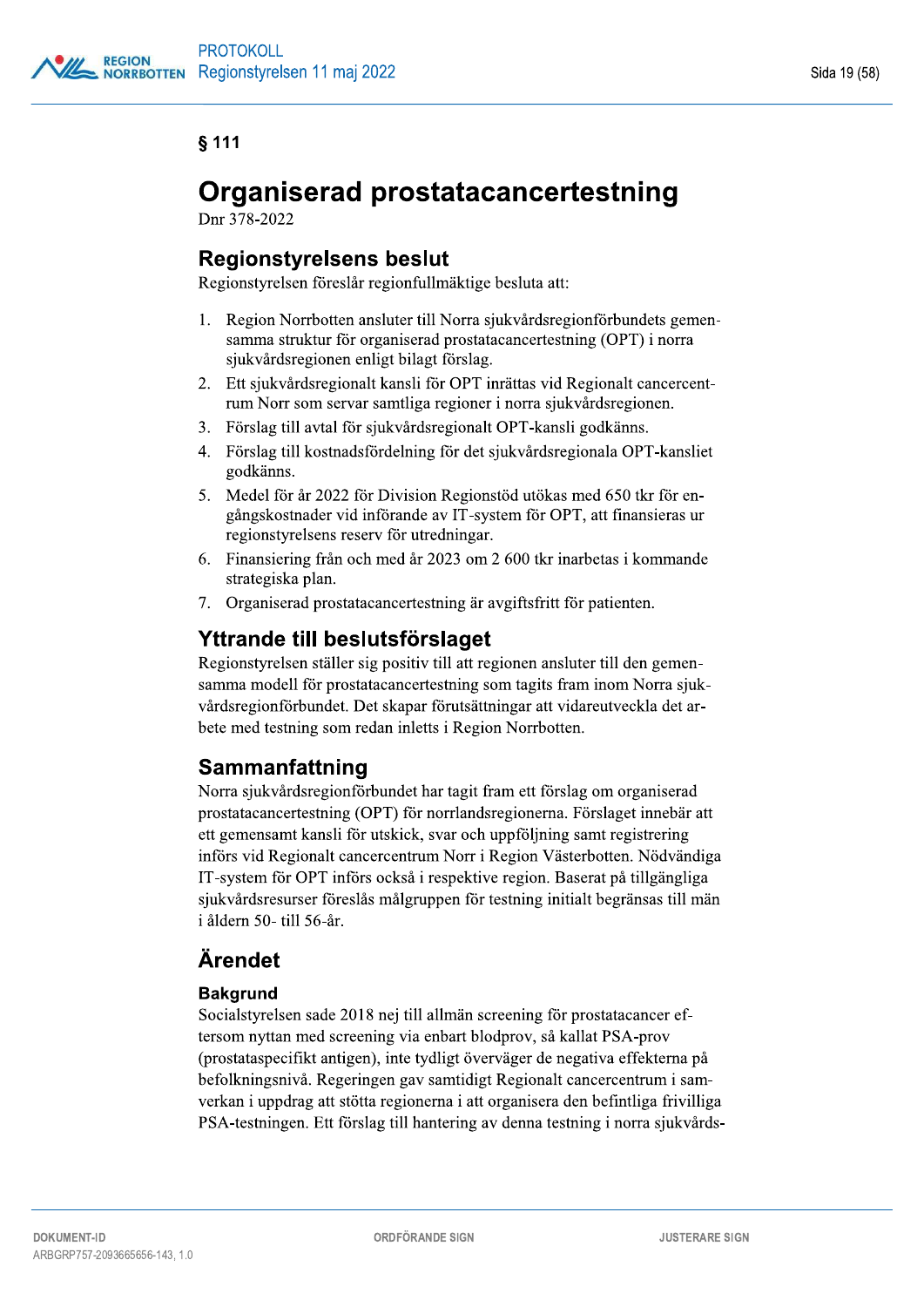§ 111

# Organiserad prostatacancertestning

Dnr 378-2022

## Regionstyrelsens beslut

Regionstyrelsen föreslår regionfullmäktige besluta att:

1. Region Norrbotten ansluter till Norra sjukvårdsregionförbundets gemensamma struktur för organiserad prostatacancertestning (OPT) i norra sjukvårdsregionen enligt bilagt förslag.
2. Ett sjukvårdsregionalt kansli för OPT inrättas vid Regionalt cancercentrum Norr som servar samtliga regioner i norra sjukvårdsregionen.
3. Förslag till avtal för sjukvårdsregionalt OPT-kansli godkänns.
4. Förslag till kostnadsfördelning för det sjukvårdsregionala OPT-kansliet godkänns.
5. Medel för år 2022 för Division Regionstöd utökas med 650 tkr för engångskostnader vid införande av IT-system för OPT, att finansieras ur regionstyrelsens reserv för utredningar.
6. Finansiering från och med år 2023 om 2 600 tkr inarbetas i kommande strategiska plan.
7. Organiserad prostatacancertestning är avgiftsfritt för patienten.

## Yttrande till beslutsförslaget

Regionstyrelsen ställer sig positiv till att regionen ansluter till den gemensamma modell för prostatacancertestning som tagits fram inom Norra sjukvårdsregionförbundet. Det skapar förutsättningar att vidareutveckla det arbete med testning som redan inletts i Region Norrbotten.

## Sammanfattning

Norra sjukvårdsregionförbundet har tagit fram ett förslag om organiserad prostatacancertestning (OPT) för norrlandsregionerna. Förslaget innebär att ett gemensamt kansli för utskick, svar och uppföljning samt registrering införs vid Regionalt cancercentrum Norr i Region Västerbotten. Nödvändiga IT-system för OPT införs också i respektive region. Baserat på tillgängliga sjukvårdsresurser föreslås målgruppen för testning initialt begränsas till män i åldern 50- till 56-år.

## Ärendet

### Bakgrund

Socialstyrelsen sade 2018 nej till allmän screening för prostatacancer eftersom nyttan med screening via enbart blodprov, så kallat PSA-prov (prostataspecifikt antigen), inte tydligt överväger de negativa effekterna på befolkningsnivå. Regeringen gav samtidigt Regionalt cancercentrum i samverkan i uppdrag att stötta regionerna i att organisera den befintliga frivilliga PSA-testningen. Ett förslag till hantering av denna testning i norra sjukvårds-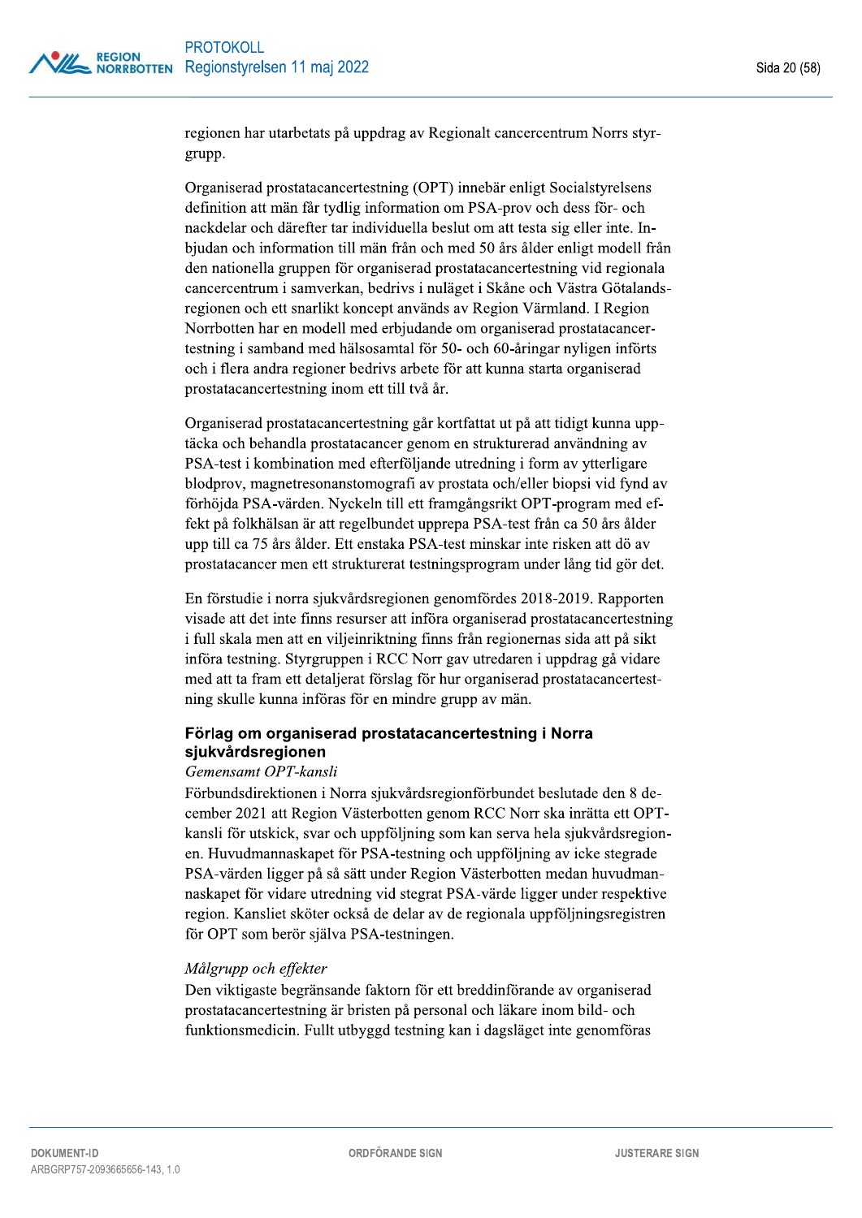regionen har utarbetats på uppdrag av Regionalt cancercentrum Norrs styrgrupp.

Organiserad prostatacancertestning (OPT) innebär enligt Socialstyrelsens definition att män får tydlig information om PSA-prov och dess för- och nackdelar och därefter tar individuella beslut om att testa sig eller inte. Inbjudan och information till män från och med 50 års ålder enligt modell från den nationella gruppen för organiserad prostatacancertestning vid regionala cancercentrum i samverkan, bedrivs i nuläget i Skåne och Västra Götalandsregionen och ett snarlikt koncept används av Region Värmland. I Region Norrbotten har en modell med erbjudande om organiserad prostatacancertestning i samband med hälsosamtal för 50- och 60-åringar nyligen införts och i flera andra regioner bedrivs arbete för att kunna starta organiserad prostatacancertestning inom ett till två år.

Organiserad prostatacancertestning går kortfattat ut på att tidigt kunna upptäcka och behandla prostatacancer genom en strukturerad användning av PSA-test i kombination med efterföljande utredning i form av ytterligare blodprov, magnetresonanstomografi av prostata och/eller biopsi vid fynd av förhöjda PSA-värden. Nyckeln till ett framgångsrikt OPT-program med effekt på folkhälsan är att regelbundet upprepa PSA-test från ca 50 års ålder upp till ca 75 års ålder. Ett enstaka PSA-test minskar inte risken att dö av prostatacancer men ett strukturerat testningsprogram under lång tid gör det.

En förstudie i norra sjukvårdsregionen genomfördes 2018-2019. Rapporten visade att det inte finns resurser att införa organiserad prostatacancertestning i full skala men att en viljeinriktning finns från regionernas sida att på sikt införa testning. Styrgruppen i RCC Norr gav utredaren i uppdrag gå vidare med att ta fram ett detaljerat förslag för hur organiserad prostatacancertestning skulle kunna införas för en mindre grupp av män.

## Förlag om organiserad prostatacancertestning i Norra sjukvårdsregionen

*Gemensamt OPT-kansli*

Förbundsdirektionen i Norra sjukvårdsregionförbundet beslutade den 8 december 2021 att Region Västerbotten genom RCC Norr ska inrätta ett OPT-kansli för utskick, svar och uppföljning som kan serva hela sjukvårdsregionen. Huvudmannaskapet för PSA-testning och uppföljning av icke stegrade PSA-värden ligger på så sätt under Region Västerbotten medan huvudmannaskapet för vidare utredning vid stegrat PSA-värde ligger under respektive region. Kansliet sköter också de delar av de regionala uppföljningsregistren för OPT som berör själva PSA-testningen.

*Målgrupp och effekter*

Den viktigaste begränsande faktorn för ett breddinförande av organiserad prostatacancertestning är bristen på personal och läkare inom bild- och funktionsmedicin. Fullt utbyggd testning kan i dagsläget inte genomföras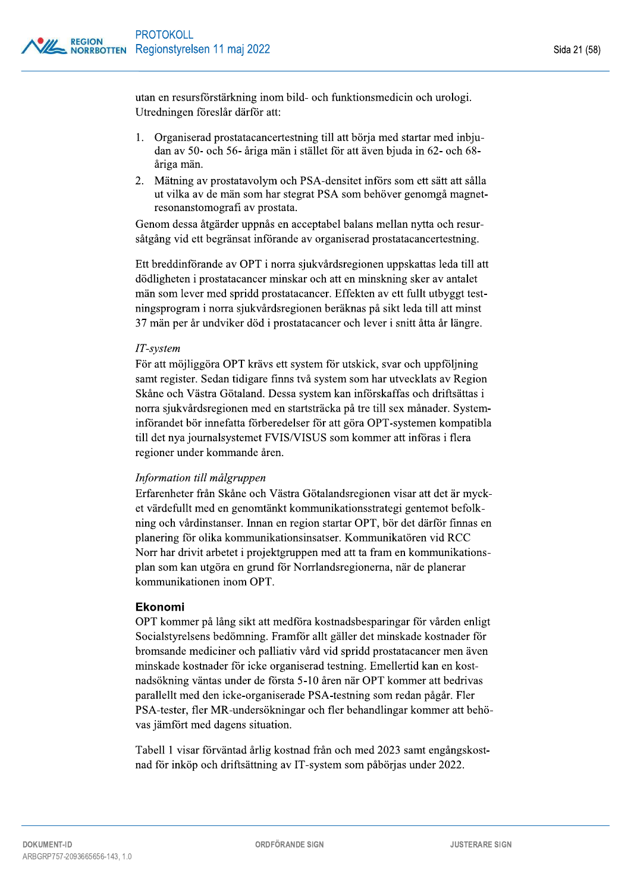utan en resursförstärkning inom bild- och funktionsmedicin och urologi. Utredningen föreslår därför att:

1. Organiserad prostatacancertestning till att börja med startar med inbjudan av 50- och 56- åriga män i stället för att även bjuda in 62- och 68-åriga män.
2. Mätning av prostatavolym och PSA-densitet införs som ett sätt att sålla ut vilka av de män som har stegrat PSA som behöver genomgå magnetresonanstomografi av prostata.

Genom dessa åtgärder uppnås en acceptabel balans mellan nytta och resursåtgång vid ett begränsat införande av organiserad prostatacancertestning.

Ett breddinförande av OPT i norra sjukvårdsregionen uppskattas leda till att dödligheten i prostatacancer minskar och att en minskning sker av antalet män som lever med spridd prostatacancer. Effekten av ett fullt utbyggt testningsprogram i norra sjukvårdsregionen beräknas på sikt leda till att minst 37 män per år undviker död i prostatacancer och lever i snitt åtta år längre.

*IT-system*

För att möjliggöra OPT krävs ett system för utskick, svar och uppföljning samt register. Sedan tidigare finns två system som har utvecklats av Region Skåne och Västra Götaland. Dessa system kan införskaffas och driftsättas i norra sjukvårdsregionen med en startsträcka på tre till sex månader. Systeminförandet bör innefatta förberedelser för att göra OPT-systemen kompatibla till det nya journalsystemet FVIS/VISUS som kommer att införas i flera regioner under kommande åren.

*Information till målgruppen*

Erfarenheter från Skåne och Västra Götalandsregionen visar att det är mycket värdefullt med en genomtänkt kommunikationsstrategi gentemot befolkning och vårdinstanser. Innan en region startar OPT, bör det därför finnas en planering för olika kommunikationsinsatser. Kommunikatören vid RCC Norr har drivit arbetet i projektgruppen med att ta fram en kommunikationsplan som kan utgöra en grund för Norrlandsregionerna, när de planerar kommunikationen inom OPT.

## Ekonomi

OPT kommer på lång sikt att medföra kostnadsbesparingar för vården enligt Socialstyrelsens bedömning. Framför allt gäller det minskade kostnader för bromsande mediciner och palliativ vård vid spridd prostatacancer men även minskade kostnader för icke organiserad testning. Emellertid kan en kostnadsökning väntas under de första 5-10 åren när OPT kommer att bedrivas parallellt med den icke-organiserade PSA-testning som redan pågår. Fler PSA-tester, fler MR-undersökningar och fler behandlingar kommer att behövas jämfört med dagens situation.

Tabell 1 visar förväntad årlig kostnad från och med 2023 samt engångskostnad för inköp och driftsättning av IT-system som påbörjas under 2022.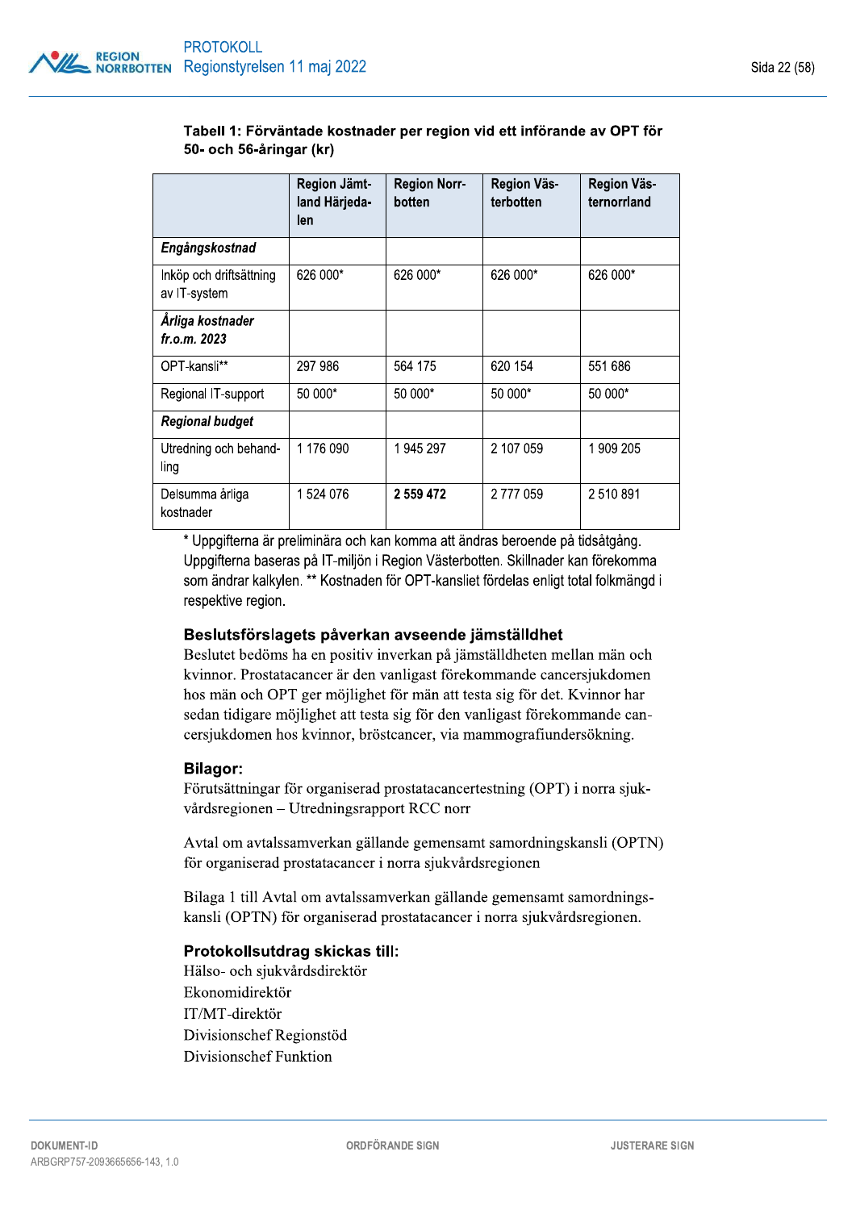**Tabell 1: Förväntade kostnader per region vid ett införande av OPT för 50- och 56-åringar (kr)**

| | Region Jämtland Härjedalen | Region Norrbotten | Region Västerbotten | Region Västernorrland |
|---|---|---|---|---|
| ***Engångskostnad*** | | | | |
| Inköp och driftsättning av IT-system | 626 000* | 626 000* | 626 000* | 626 000* |
| ***Årliga kostnader fr.o.m. 2023*** | | | | |
| OPT-kansli** | 297 986 | 564 175 | 620 154 | 551 686 |
| Regional IT-support | 50 000* | 50 000* | 50 000* | 50 000* |
| ***Regional budget*** | | | | |
| Utredning och behandling | 1 176 090 | 1 945 297 | 2 107 059 | 1 909 205 |
| Delsumma årliga kostnader | 1 524 076 | **2 559 472** | 2 777 059 | 2 510 891 |

* Uppgifterna är preliminära och kan komma att ändras beroende på tidsåtgång. Uppgifterna baseras på IT-miljön i Region Västerbotten. Skillnader kan förekomma som ändrar kalkylen. ** Kostnaden för OPT-kansliet fördelas enligt total folkmängd i respektive region.

## Beslutsförslagets påverkan avseende jämställdhet

Beslutet bedöms ha en positiv inverkan på jämställdheten mellan män och kvinnor. Prostatacancer är den vanligast förekommande cancersjukdomen hos män och OPT ger möjlighet för män att testa sig för det. Kvinnor har sedan tidigare möjlighet att testa sig för den vanligast förekommande cancersjukdomen hos kvinnor, bröstcancer, via mammografiundersökning.

## Bilagor:

Förutsättningar för organiserad prostatacancertestning (OPT) i norra sjukvårdsregionen – Utredningsrapport RCC norr

Avtal om avtalssamverkan gällande gemensamt samordningskansli (OPTN) för organiserad prostatacancer i norra sjukvårdsregionen

Bilaga 1 till Avtal om avtalssamverkan gällande gemensamt samordningskansli (OPTN) för organiserad prostatacancer i norra sjukvårdsregionen.

## Protokollsutdrag skickas till:

Hälso- och sjukvårdsdirektör
Ekonomidirektör
IT/MT-direktör
Divisionschef Regionstöd
Divisionschef Funktion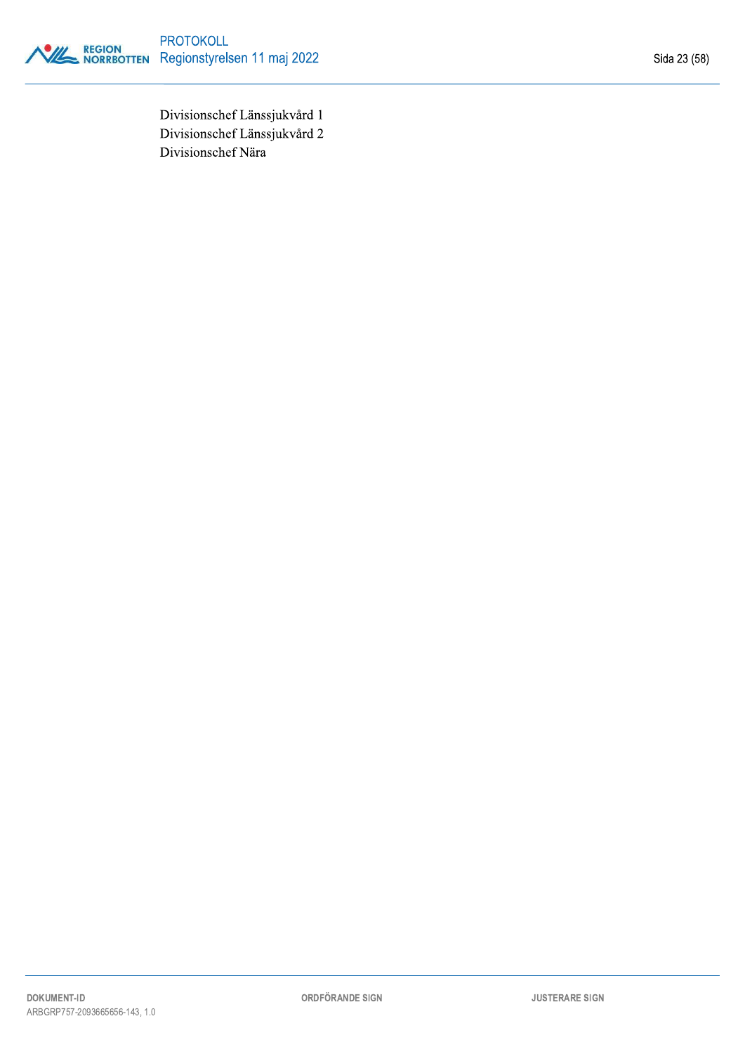Divisionschef Länssjukvård 1
Divisionschef Länssjukvård 2
Divisionschef Nära